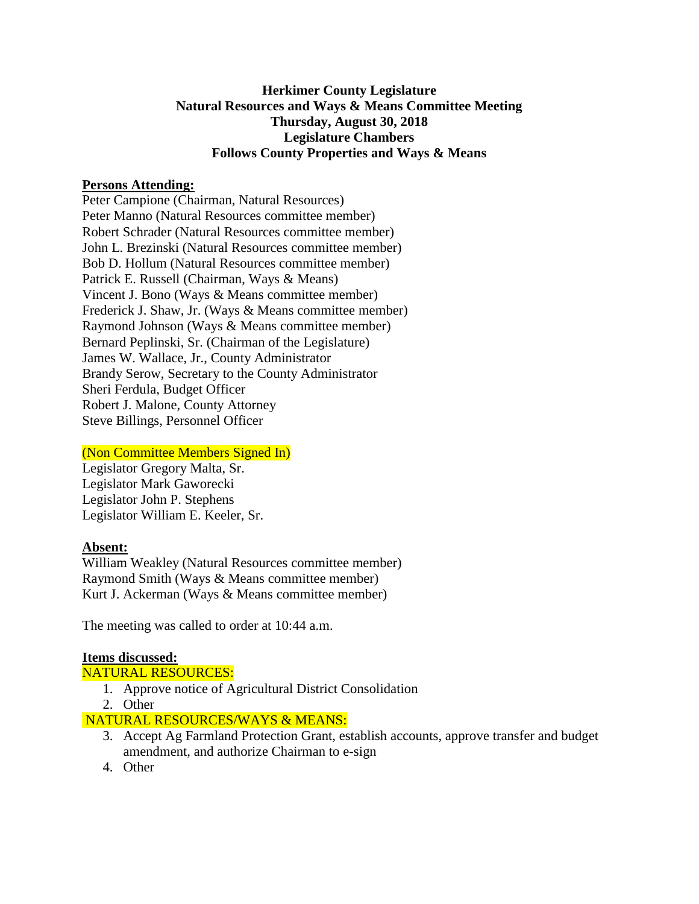**Herkimer County Legislature**
**Natural Resources and Ways & Means Committee Meeting**
**Thursday, August 30, 2018**
**Legislature Chambers**
**Follows County Properties and Ways & Means**

**Persons Attending:**

Peter Campione (Chairman, Natural Resources)
Peter Manno (Natural Resources committee member)
Robert Schrader (Natural Resources committee member)
John L. Brezinski (Natural Resources committee member)
Bob D. Hollum (Natural Resources committee member)
Patrick E. Russell (Chairman, Ways & Means)
Vincent J. Bono (Ways & Means committee member)
Frederick J. Shaw, Jr. (Ways & Means committee member)
Raymond Johnson (Ways & Means committee member)
Bernard Peplinski, Sr. (Chairman of the Legislature)
James W. Wallace, Jr., County Administrator
Brandy Serow, Secretary to the County Administrator
Sheri Ferdula, Budget Officer
Robert J. Malone, County Attorney
Steve Billings, Personnel Officer

(Non Committee Members Signed In)

Legislator Gregory Malta, Sr.
Legislator Mark Gaworecki
Legislator John P. Stephens
Legislator William E. Keeler, Sr.

**Absent:**

William Weakley (Natural Resources committee member)
Raymond Smith (Ways & Means committee member)
Kurt J. Ackerman (Ways & Means committee member)

The meeting was called to order at 10:44 a.m.

**Items discussed:**

NATURAL RESOURCES:

1. Approve notice of Agricultural District Consolidation
2. Other

NATURAL RESOURCES/WAYS & MEANS:

3. Accept Ag Farmland Protection Grant, establish accounts, approve transfer and budget amendment, and authorize Chairman to e-sign
4. Other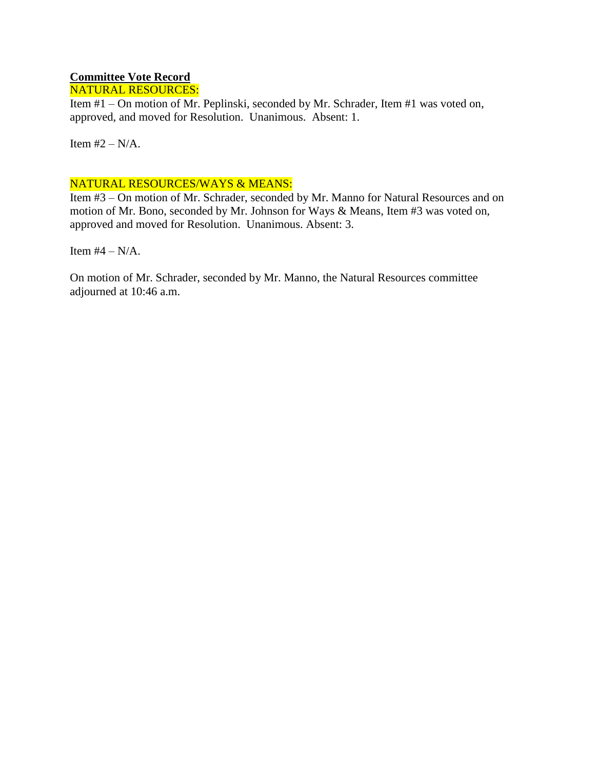**Committee Vote Record**

NATURAL RESOURCES:

Item #1 – On motion of Mr. Peplinski, seconded by Mr. Schrader, Item #1 was voted on, approved, and moved for Resolution. Unanimous. Absent: 1.

Item #2 – N/A.

NATURAL RESOURCES/WAYS & MEANS:

Item #3 – On motion of Mr. Schrader, seconded by Mr. Manno for Natural Resources and on motion of Mr. Bono, seconded by Mr. Johnson for Ways & Means, Item #3 was voted on, approved and moved for Resolution. Unanimous. Absent: 3.

Item #4 – N/A.

On motion of Mr. Schrader, seconded by Mr. Manno, the Natural Resources committee adjourned at 10:46 a.m.